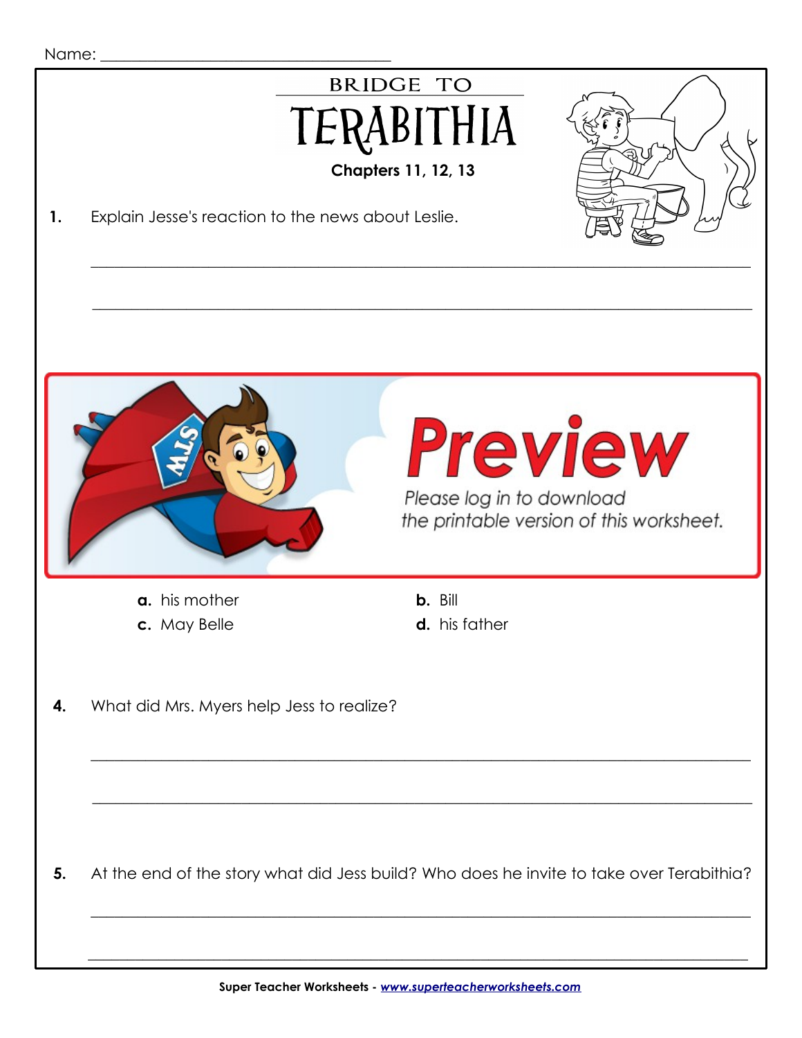Name: ___________________________________

# BRIDGE TO TERABITHIA

**Chapters 11, 12, 13**

**1.** Explain Jesse's reaction to the news about Leslie.

_______________________________________________________________________________

_______________________________________________________________________________

Preview

*Please log in to download the printable version of this worksheet.*

**a.** his mother

**b.** Bill

**c.** May Belle

**d.** his father

**4.** What did Mrs. Myers help Jess to realize?

_______________________________________________________________________________

_______________________________________________________________________________

**5.** At the end of the story what did Jess build? Who does he invite to take over Terabithia?

_______________________________________________________________________________

_______________________________________________________________________________

**Super Teacher Worksheets -** ***www.superteacherworksheets.com***